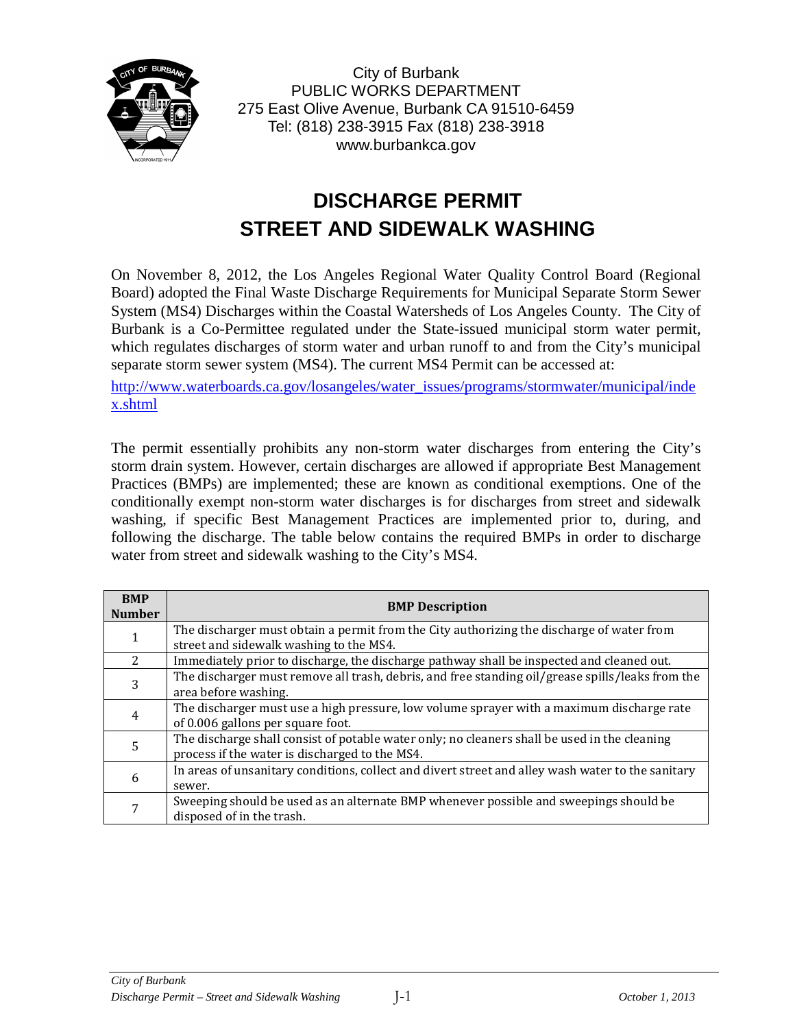City of Burbank
PUBLIC WORKS DEPARTMENT
275 East Olive Avenue, Burbank CA 91510-6459
Tel: (818) 238-3915 Fax (818) 238-3918
www.burbankca.gov

# DISCHARGE PERMIT
# STREET AND SIDEWALK WASHING

On November 8, 2012, the Los Angeles Regional Water Quality Control Board (Regional Board) adopted the Final Waste Discharge Requirements for Municipal Separate Storm Sewer System (MS4) Discharges within the Coastal Watersheds of Los Angeles County. The City of Burbank is a Co-Permittee regulated under the State-issued municipal storm water permit, which regulates discharges of storm water and urban runoff to and from the City's municipal separate storm sewer system (MS4). The current MS4 Permit can be accessed at:

http://www.waterboards.ca.gov/losangeles/water_issues/programs/stormwater/municipal/index.shtml

The permit essentially prohibits any non-storm water discharges from entering the City's storm drain system. However, certain discharges are allowed if appropriate Best Management Practices (BMPs) are implemented; these are known as conditional exemptions. One of the conditionally exempt non-storm water discharges is for discharges from street and sidewalk washing, if specific Best Management Practices are implemented prior to, during, and following the discharge. The table below contains the required BMPs in order to discharge water from street and sidewalk washing to the City's MS4.

| BMP Number | BMP Description |
|---|---|
| 1 | The discharger must obtain a permit from the City authorizing the discharge of water from street and sidewalk washing to the MS4. |
| 2 | Immediately prior to discharge, the discharge pathway shall be inspected and cleaned out. |
| 3 | The discharger must remove all trash, debris, and free standing oil/grease spills/leaks from the area before washing. |
| 4 | The discharger must use a high pressure, low volume sprayer with a maximum discharge rate of 0.006 gallons per square foot. |
| 5 | The discharge shall consist of potable water only; no cleaners shall be used in the cleaning process if the water is discharged to the MS4. |
| 6 | In areas of unsanitary conditions, collect and divert street and alley wash water to the sanitary sewer. |
| 7 | Sweeping should be used as an alternate BMP whenever possible and sweepings should be disposed of in the trash. |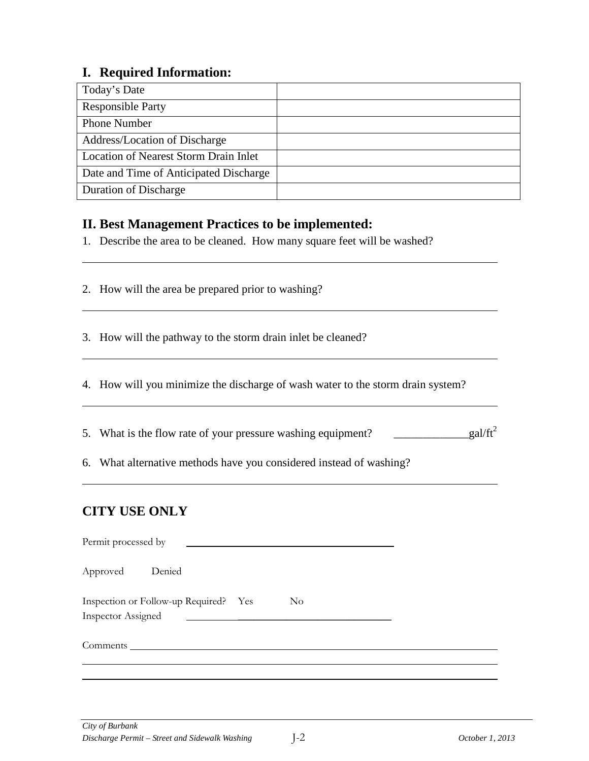## I. Required Information:

| | |
|---|---|
| Today's Date | |
| Responsible Party | |
| Phone Number | |
| Address/Location of Discharge | |
| Location of Nearest Storm Drain Inlet | |
| Date and Time of Anticipated Discharge | |
| Duration of Discharge | |

## II. Best Management Practices to be implemented:

1. Describe the area to be cleaned. How many square feet will be washed?

_______________________________________________________________________________

2. How will the area be prepared prior to washing?

_______________________________________________________________________________

3. How will the pathway to the storm drain inlet be cleaned?

_______________________________________________________________________________

4. How will you minimize the discharge of wash water to the storm drain system?

_______________________________________________________________________________

5. What is the flow rate of your pressure washing equipment? _____________$gal/ft^2$

6. What alternative methods have you considered instead of washing?

_______________________________________________________________________________

## CITY USE ONLY

Permit processed by ________________________________________

Approved Denied

Inspection or Follow-up Required? Yes No

Inspector Assigned ________________________________________

Comments _______________________________________________________________________

_______________________________________________________________________________

_______________________________________________________________________________